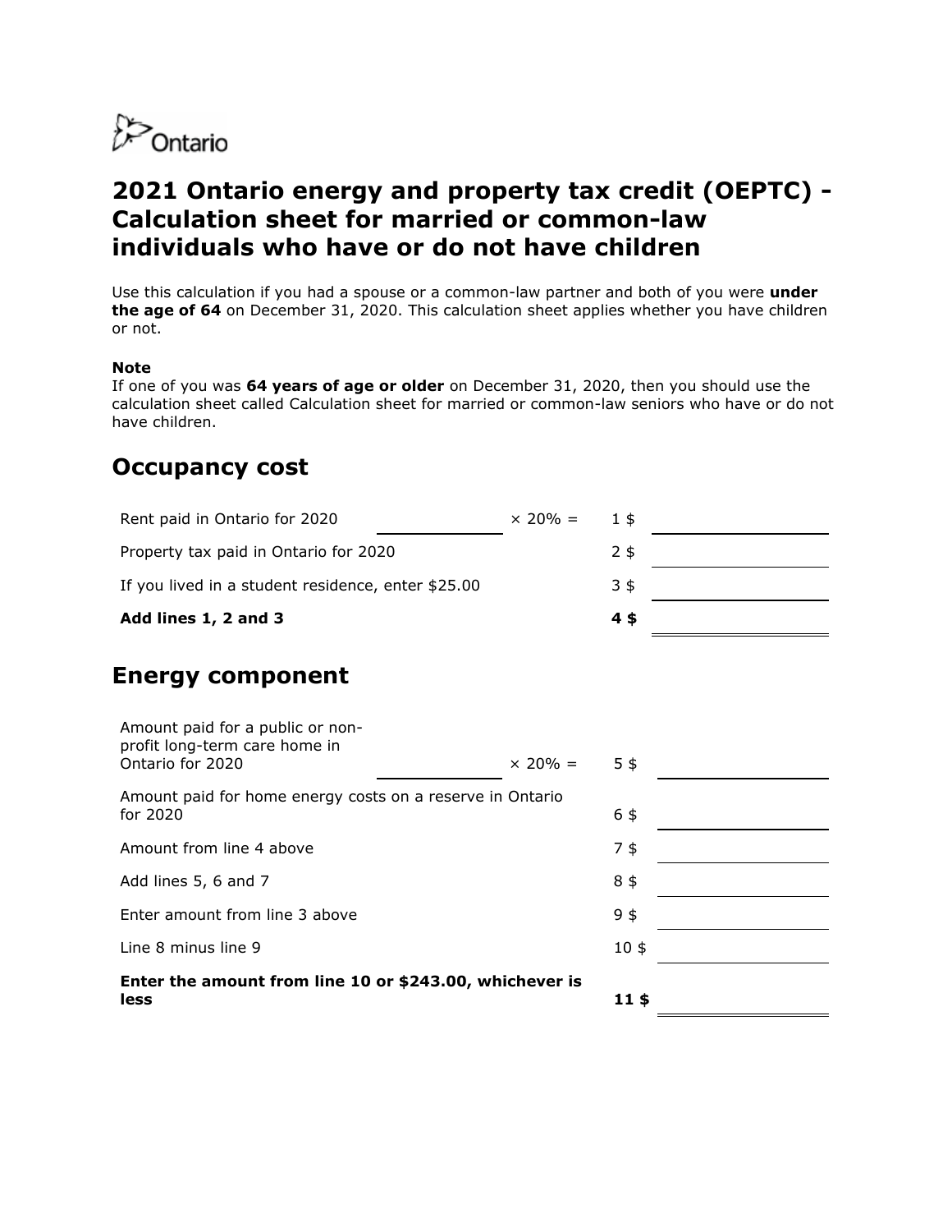Ontario

# 2021 Ontario energy and property tax credit (OEPTC) - Calculation sheet for married or common-law individuals who have or do not have children

Use this calculation if you had a spouse or a common-law partner and both of you were **under the age of 64** on December 31, 2020. This calculation sheet applies whether you have children or not.

**Note**
If one of you was **64 years of age or older** on December 31, 2020, then you should use the calculation sheet called Calculation sheet for married or common-law seniors who have or do not have children.

## Occupancy cost

| Description | Amount | Rate | Line | Result |
|---|---|---|---|---|
| Rent paid in Ontario for 2020 | ______ | × 20% = | 1 | $ ______ |
| Property tax paid in Ontario for 2020 | | | 2 | $ ______ |
| If you lived in a student residence, enter $25.00 | | | 3 | $ ______ |
| **Add lines 1, 2 and 3** | | | **4** | **$** ______ |

## Energy component

| Description | Amount | Rate | Line | Result |
|---|---|---|---|---|
| Amount paid for a public or non-profit long-term care home in Ontario for 2020 | ______ | × 20% = | 5 | $ ______ |
| Amount paid for home energy costs on a reserve in Ontario for 2020 | | | 6 | $ ______ |
| Amount from line 4 above | | | 7 | $ ______ |
| Add lines 5, 6 and 7 | | | 8 | $ ______ |
| Enter amount from line 3 above | | | 9 | $ ______ |
| Line 8 minus line 9 | | | 10 | $ ______ |
| **Enter the amount from line 10 or $243.00, whichever is less** | | | **11** | **$** ______ |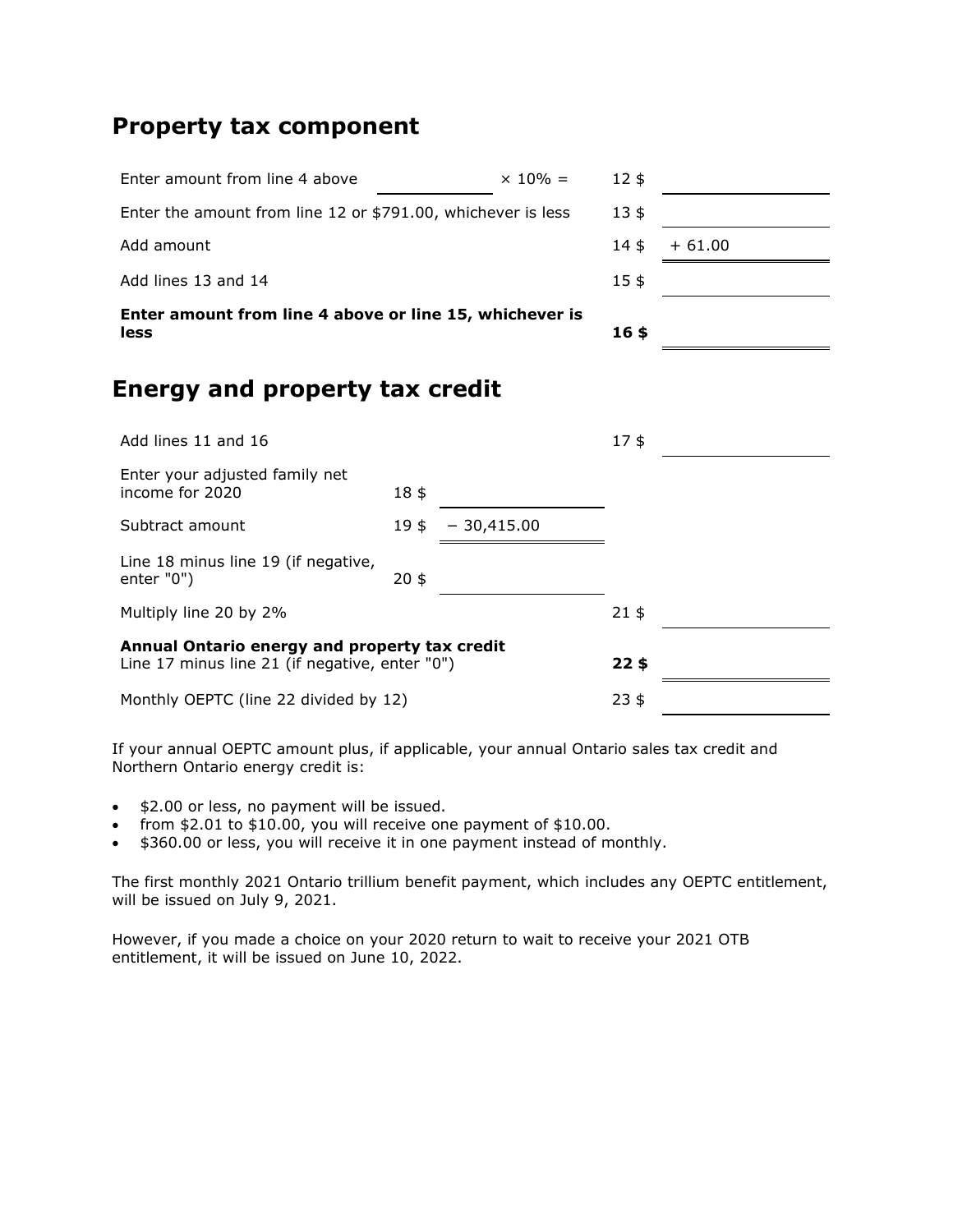## Property tax component

| | | | |
|---|---|---|---|
| Enter amount from line 4 above | × 10% = | 12 $ | |
| Enter the amount from line 12 or $791.00, whichever is less | | 13 $ | |
| Add amount | | 14 $ | + 61.00 |
| Add lines 13 and 14 | | 15 $ | |
| **Enter amount from line 4 above or line 15, whichever is less** | | **16 $** | |

## Energy and property tax credit

| | | | | |
|---|---|---|---|---|
| Add lines 11 and 16 | | | 17 $ | |
| Enter your adjusted family net income for 2020 | 18 $ | | | |
| Subtract amount | 19 $ | − 30,415.00 | | |
| Line 18 minus line 19 (if negative, enter "0") | 20 $ | | | |
| Multiply line 20 by 2% | | | 21 $ | |
| **Annual Ontario energy and property tax credit** Line 17 minus line 21 (if negative, enter "0") | | | **22 $** | |
| Monthly OEPTC (line 22 divided by 12) | | | 23 $ | |

If your annual OEPTC amount plus, if applicable, your annual Ontario sales tax credit and Northern Ontario energy credit is:

- $2.00 or less, no payment will be issued.
- from $2.01 to $10.00, you will receive one payment of $10.00.
- $360.00 or less, you will receive it in one payment instead of monthly.

The first monthly 2021 Ontario trillium benefit payment, which includes any OEPTC entitlement, will be issued on July 9, 2021.

However, if you made a choice on your 2020 return to wait to receive your 2021 OTB entitlement, it will be issued on June 10, 2022.